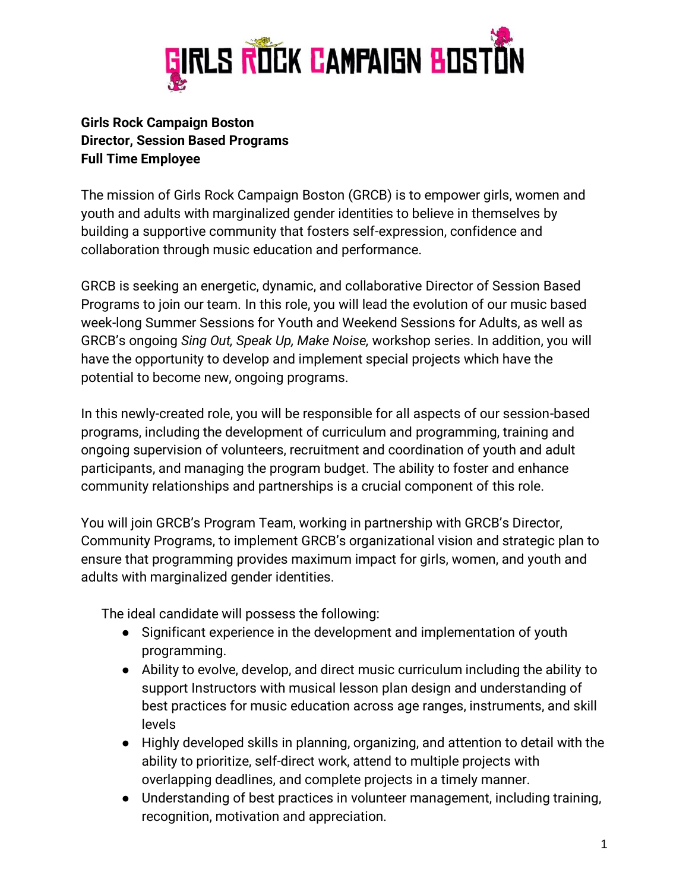# GIRLS ROCK CAMPAIGN BOSTON

**Girls Rock Campaign Boston**
**Director, Session Based Programs**
**Full Time Employee**

The mission of Girls Rock Campaign Boston (GRCB) is to empower girls, women and youth and adults with marginalized gender identities to believe in themselves by building a supportive community that fosters self-expression, confidence and collaboration through music education and performance.

GRCB is seeking an energetic, dynamic, and collaborative Director of Session Based Programs to join our team. In this role, you will lead the evolution of our music based week-long Summer Sessions for Youth and Weekend Sessions for Adults, as well as GRCB's ongoing *Sing Out, Speak Up, Make Noise,* workshop series. In addition, you will have the opportunity to develop and implement special projects which have the potential to become new, ongoing programs.

In this newly-created role, you will be responsible for all aspects of our session-based programs, including the development of curriculum and programming, training and ongoing supervision of volunteers, recruitment and coordination of youth and adult participants, and managing the program budget. The ability to foster and enhance community relationships and partnerships is a crucial component of this role.

You will join GRCB's Program Team, working in partnership with GRCB's Director, Community Programs, to implement GRCB's organizational vision and strategic plan to ensure that programming provides maximum impact for girls, women, and youth and adults with marginalized gender identities.

The ideal candidate will possess the following:

- Significant experience in the development and implementation of youth programming.
- Ability to evolve, develop, and direct music curriculum including the ability to support Instructors with musical lesson plan design and understanding of best practices for music education across age ranges, instruments, and skill levels
- Highly developed skills in planning, organizing, and attention to detail with the ability to prioritize, self-direct work, attend to multiple projects with overlapping deadlines, and complete projects in a timely manner.
- Understanding of best practices in volunteer management, including training, recognition, motivation and appreciation.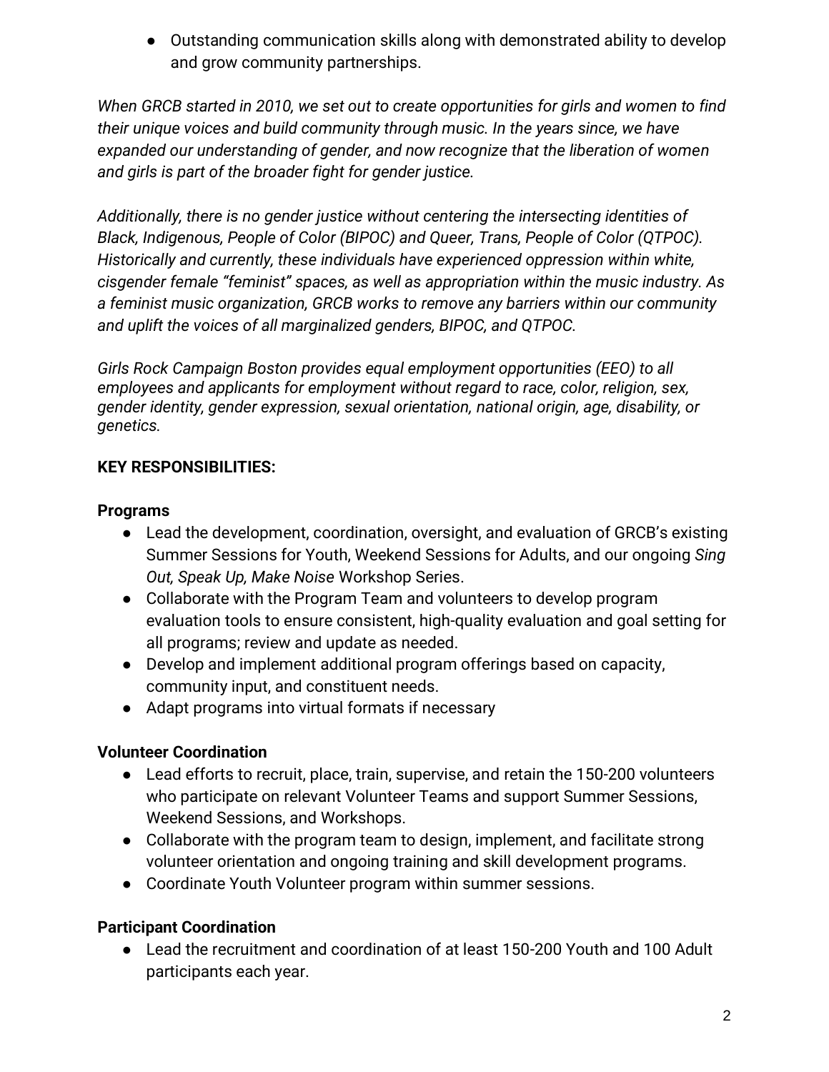- Outstanding communication skills along with demonstrated ability to develop and grow community partnerships.

*When GRCB started in 2010, we set out to create opportunities for girls and women to find their unique voices and build community through music. In the years since, we have expanded our understanding of gender, and now recognize that the liberation of women and girls is part of the broader fight for gender justice.*

*Additionally, there is no gender justice without centering the intersecting identities of Black, Indigenous, People of Color (BIPOC) and Queer, Trans, People of Color (QTPOC). Historically and currently, these individuals have experienced oppression within white, cisgender female "feminist" spaces, as well as appropriation within the music industry. As a feminist music organization, GRCB works to remove any barriers within our community and uplift the voices of all marginalized genders, BIPOC, and QTPOC.*

*Girls Rock Campaign Boston provides equal employment opportunities (EEO) to all employees and applicants for employment without regard to race, color, religion, sex, gender identity, gender expression, sexual orientation, national origin, age, disability, or genetics.*

**KEY RESPONSIBILITIES:**

**Programs**

- Lead the development, coordination, oversight, and evaluation of GRCB's existing Summer Sessions for Youth, Weekend Sessions for Adults, and our ongoing *Sing Out, Speak Up, Make Noise* Workshop Series.
- Collaborate with the Program Team and volunteers to develop program evaluation tools to ensure consistent, high-quality evaluation and goal setting for all programs; review and update as needed.
- Develop and implement additional program offerings based on capacity, community input, and constituent needs.
- Adapt programs into virtual formats if necessary

**Volunteer Coordination**

- Lead efforts to recruit, place, train, supervise, and retain the 150-200 volunteers who participate on relevant Volunteer Teams and support Summer Sessions, Weekend Sessions, and Workshops.
- Collaborate with the program team to design, implement, and facilitate strong volunteer orientation and ongoing training and skill development programs.
- Coordinate Youth Volunteer program within summer sessions.

**Participant Coordination**

- Lead the recruitment and coordination of at least 150-200 Youth and 100 Adult participants each year.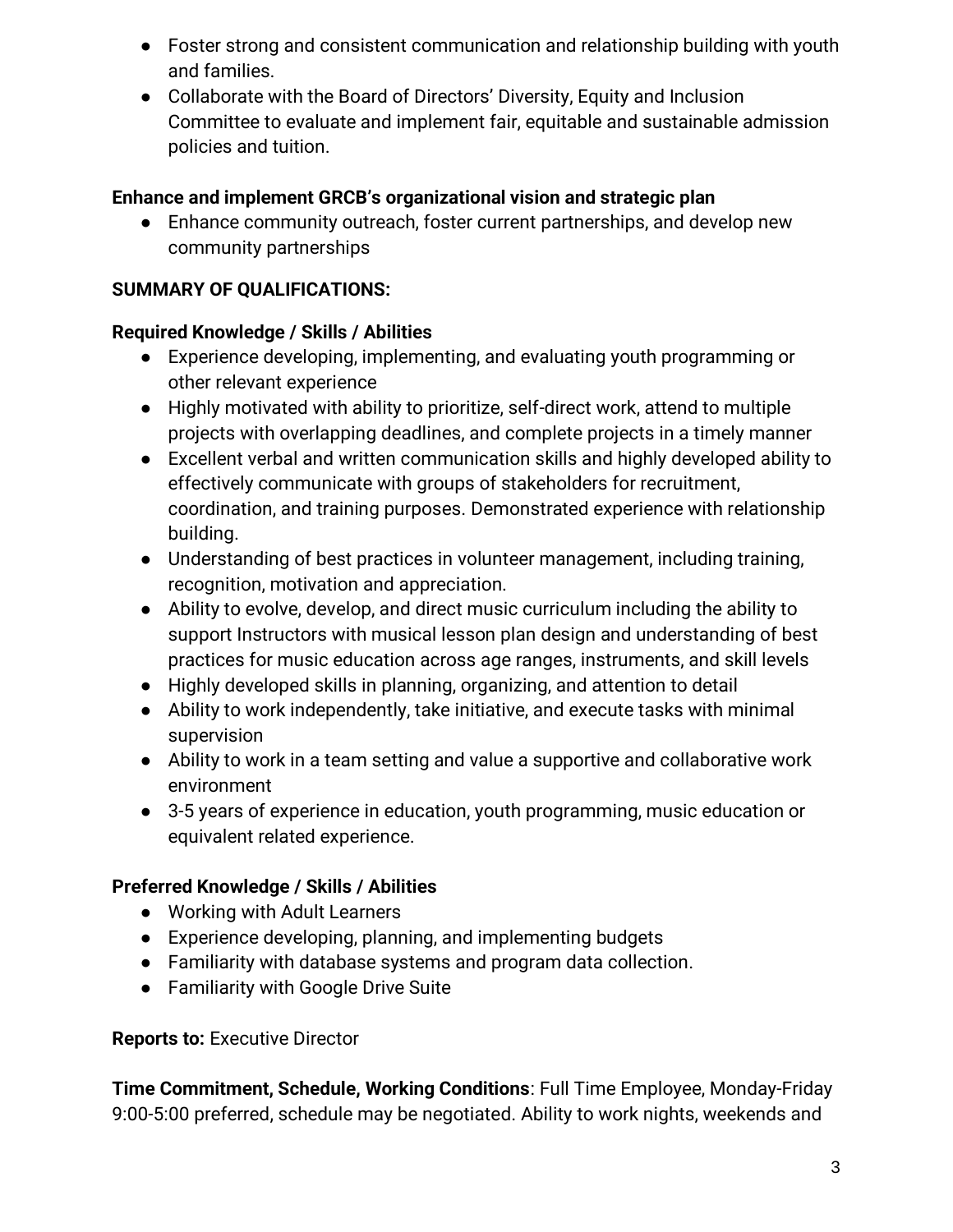- Foster strong and consistent communication and relationship building with youth and families.
- Collaborate with the Board of Directors' Diversity, Equity and Inclusion Committee to evaluate and implement fair, equitable and sustainable admission policies and tuition.

**Enhance and implement GRCB's organizational vision and strategic plan**

- Enhance community outreach, foster current partnerships, and develop new community partnerships

**SUMMARY OF QUALIFICATIONS:**

**Required Knowledge / Skills / Abilities**

- Experience developing, implementing, and evaluating youth programming or other relevant experience
- Highly motivated with ability to prioritize, self-direct work, attend to multiple projects with overlapping deadlines, and complete projects in a timely manner
- Excellent verbal and written communication skills and highly developed ability to effectively communicate with groups of stakeholders for recruitment, coordination, and training purposes. Demonstrated experience with relationship building.
- Understanding of best practices in volunteer management, including training, recognition, motivation and appreciation.
- Ability to evolve, develop, and direct music curriculum including the ability to support Instructors with musical lesson plan design and understanding of best practices for music education across age ranges, instruments, and skill levels
- Highly developed skills in planning, organizing, and attention to detail
- Ability to work independently, take initiative, and execute tasks with minimal supervision
- Ability to work in a team setting and value a supportive and collaborative work environment
- 3-5 years of experience in education, youth programming, music education or equivalent related experience.

**Preferred Knowledge / Skills / Abilities**

- Working with Adult Learners
- Experience developing, planning, and implementing budgets
- Familiarity with database systems and program data collection.
- Familiarity with Google Drive Suite

**Reports to:** Executive Director

**Time Commitment, Schedule, Working Conditions**: Full Time Employee, Monday-Friday 9:00-5:00 preferred, schedule may be negotiated. Ability to work nights, weekends and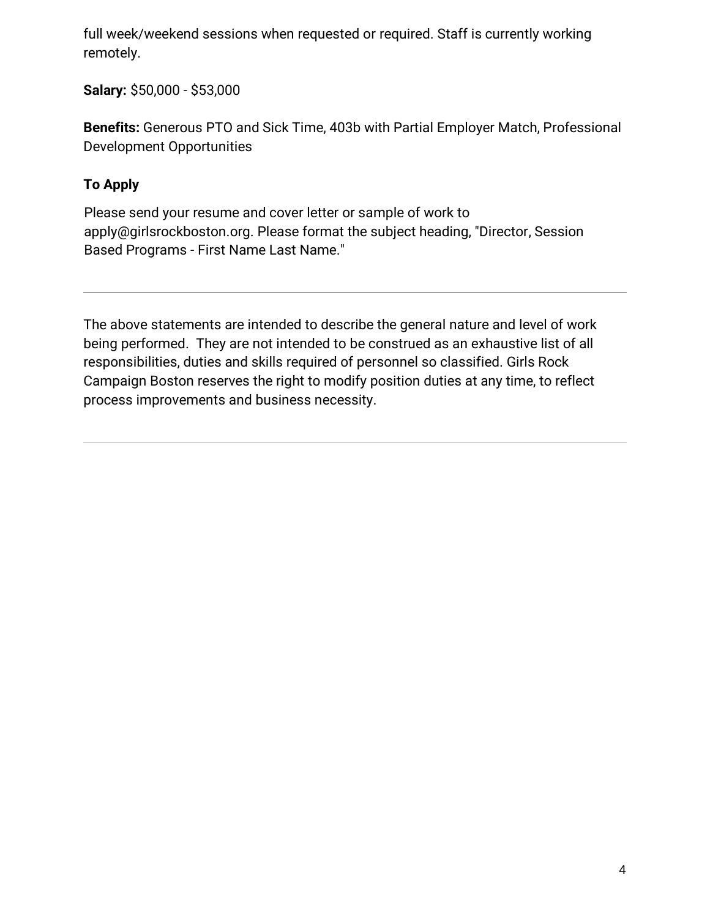full week/weekend sessions when requested or required. Staff is currently working remotely.

**Salary:** $50,000 - $53,000

**Benefits:** Generous PTO and Sick Time, 403b with Partial Employer Match, Professional Development Opportunities

**To Apply**

Please send your resume and cover letter or sample of work to apply@girlsrockboston.org. Please format the subject heading, "Director, Session Based Programs - First Name Last Name."

---

The above statements are intended to describe the general nature and level of work being performed. They are not intended to be construed as an exhaustive list of all responsibilities, duties and skills required of personnel so classified. Girls Rock Campaign Boston reserves the right to modify position duties at any time, to reflect process improvements and business necessity.

---